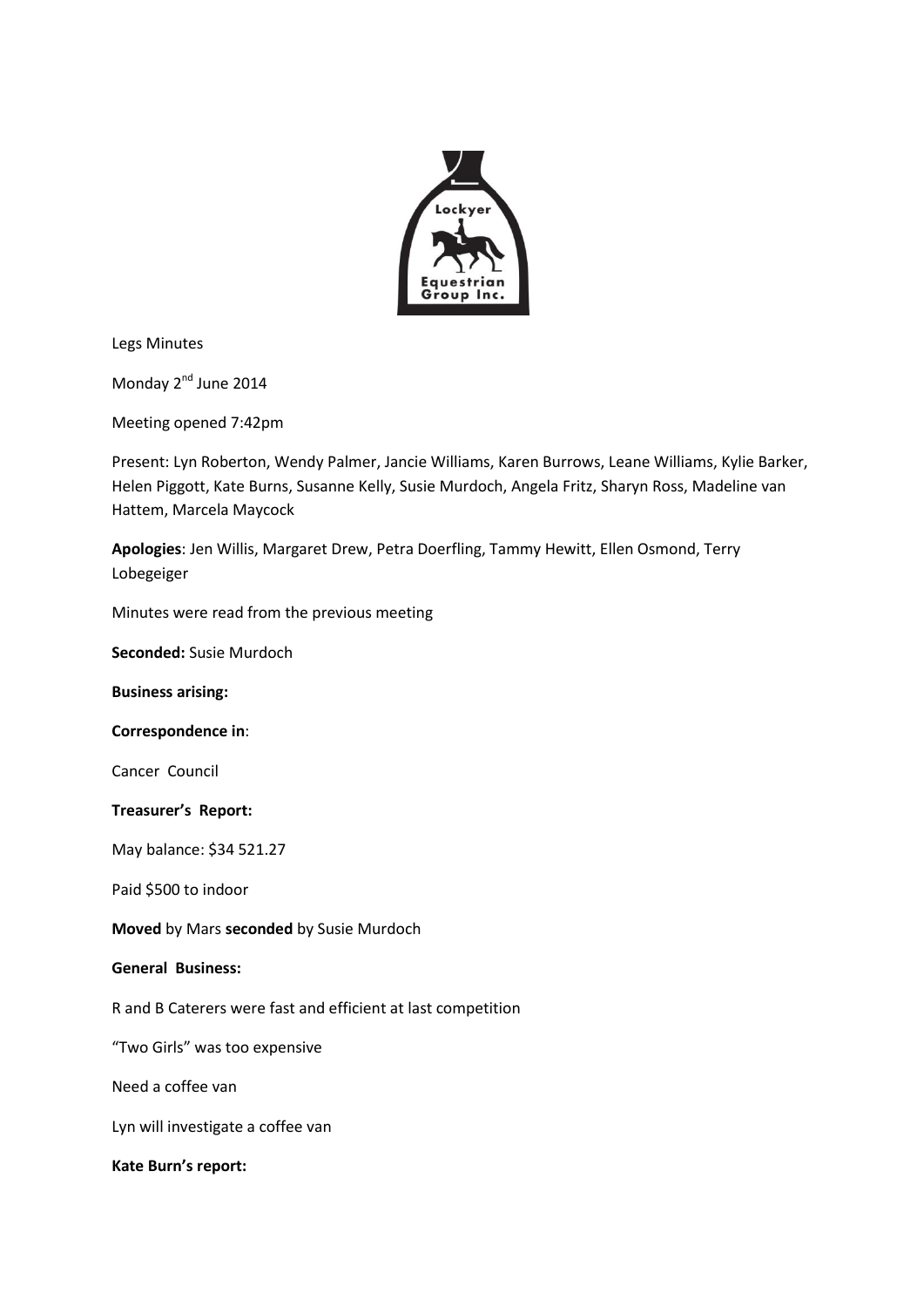Legs Minutes

Monday 2nd June 2014

Meeting opened 7:42pm

Present: Lyn Roberton, Wendy Palmer, Jancie Williams, Karen Burrows, Leane Williams, Kylie Barker, Helen Piggott, Kate Burns, Susanne Kelly, Susie Murdoch, Angela Fritz, Sharyn Ross, Madeline van Hattem, Marcela Maycock

**Apologies**: Jen Willis, Margaret Drew, Petra Doerfling, Tammy Hewitt, Ellen Osmond, Terry Lobegeiger

Minutes were read from the previous meeting

**Seconded:** Susie Murdoch

**Business arising:**

**Correspondence in**:

Cancer Council

**Treasurer's Report:**

May balance: $34 521.27

Paid $500 to indoor

**Moved** by Mars **seconded** by Susie Murdoch

**General Business:**

R and B Caterers were fast and efficient at last competition

"Two Girls" was too expensive

Need a coffee van

Lyn will investigate a coffee van

**Kate Burn's report:**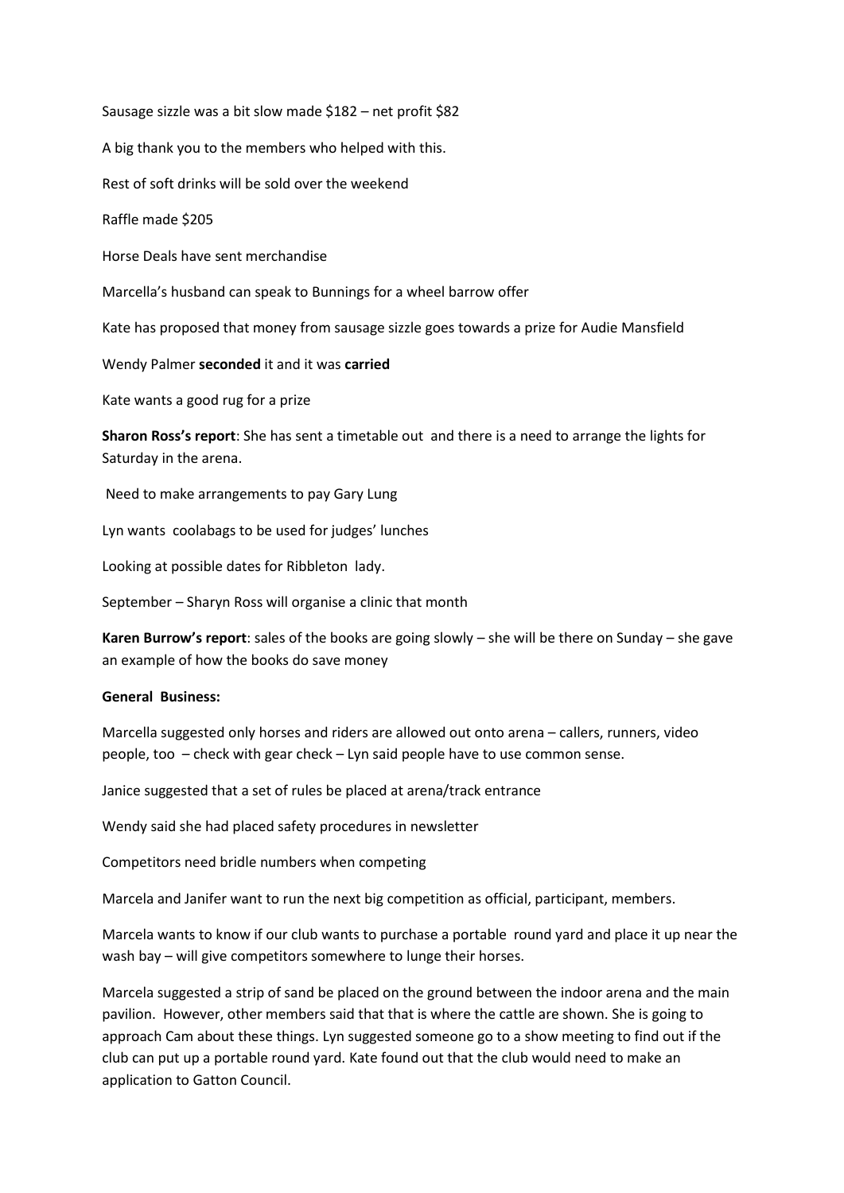Sausage sizzle was a bit slow made $182 – net profit $82

A big thank you to the members who helped with this.

Rest of soft drinks will be sold over the weekend

Raffle made $205

Horse Deals have sent merchandise

Marcella's husband can speak to Bunnings for a wheel barrow offer

Kate has proposed that money from sausage sizzle goes towards a prize for Audie Mansfield

Wendy Palmer **seconded** it and it was **carried**

Kate wants a good rug for a prize

**Sharon Ross's report**: She has sent a timetable out and there is a need to arrange the lights for Saturday in the arena.

Need to make arrangements to pay Gary Lung

Lyn wants coolabags to be used for judges' lunches

Looking at possible dates for Ribbleton lady.

September – Sharyn Ross will organise a clinic that month

**Karen Burrow's report**: sales of the books are going slowly – she will be there on Sunday – she gave an example of how the books do save money

**General Business:**

Marcella suggested only horses and riders are allowed out onto arena – callers, runners, video people, too – check with gear check – Lyn said people have to use common sense.

Janice suggested that a set of rules be placed at arena/track entrance

Wendy said she had placed safety procedures in newsletter

Competitors need bridle numbers when competing

Marcela and Janifer want to run the next big competition as official, participant, members.

Marcela wants to know if our club wants to purchase a portable round yard and place it up near the wash bay – will give competitors somewhere to lunge their horses.

Marcela suggested a strip of sand be placed on the ground between the indoor arena and the main pavilion. However, other members said that that is where the cattle are shown. She is going to approach Cam about these things. Lyn suggested someone go to a show meeting to find out if the club can put up a portable round yard. Kate found out that the club would need to make an application to Gatton Council.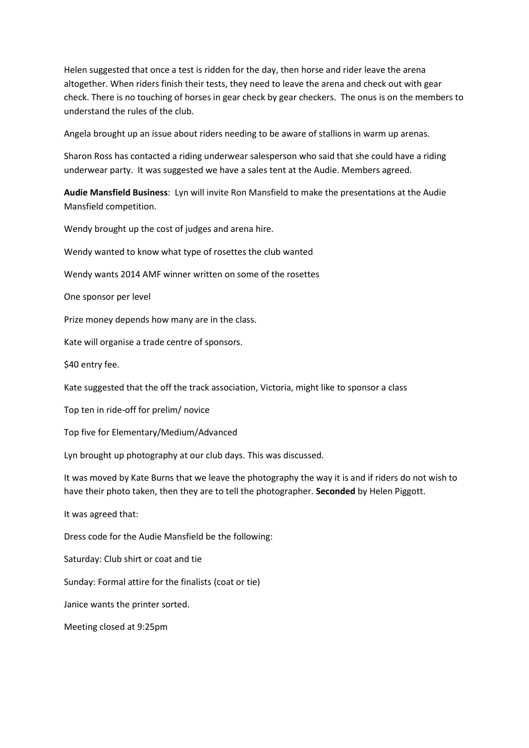Helen suggested that once a test is ridden for the day, then horse and rider leave the arena altogether. When riders finish their tests, they need to leave the arena and check out with gear check. There is no touching of horses in gear check by gear checkers. The onus is on the members to understand the rules of the club.

Angela brought up an issue about riders needing to be aware of stallions in warm up arenas.

Sharon Ross has contacted a riding underwear salesperson who said that she could have a riding underwear party. It was suggested we have a sales tent at the Audie. Members agreed.

**Audie Mansfield Business**: Lyn will invite Ron Mansfield to make the presentations at the Audie Mansfield competition.

Wendy brought up the cost of judges and arena hire.

Wendy wanted to know what type of rosettes the club wanted

Wendy wants 2014 AMF winner written on some of the rosettes

One sponsor per level

Prize money depends how many are in the class.

Kate will organise a trade centre of sponsors.

$40 entry fee.

Kate suggested that the off the track association, Victoria, might like to sponsor a class

Top ten in ride-off for prelim/ novice

Top five for Elementary/Medium/Advanced

Lyn brought up photography at our club days. This was discussed.

It was moved by Kate Burns that we leave the photography the way it is and if riders do not wish to have their photo taken, then they are to tell the photographer. **Seconded** by Helen Piggott.

It was agreed that:

Dress code for the Audie Mansfield be the following:

Saturday: Club shirt or coat and tie

Sunday: Formal attire for the finalists (coat or tie)

Janice wants the printer sorted.

Meeting closed at 9:25pm